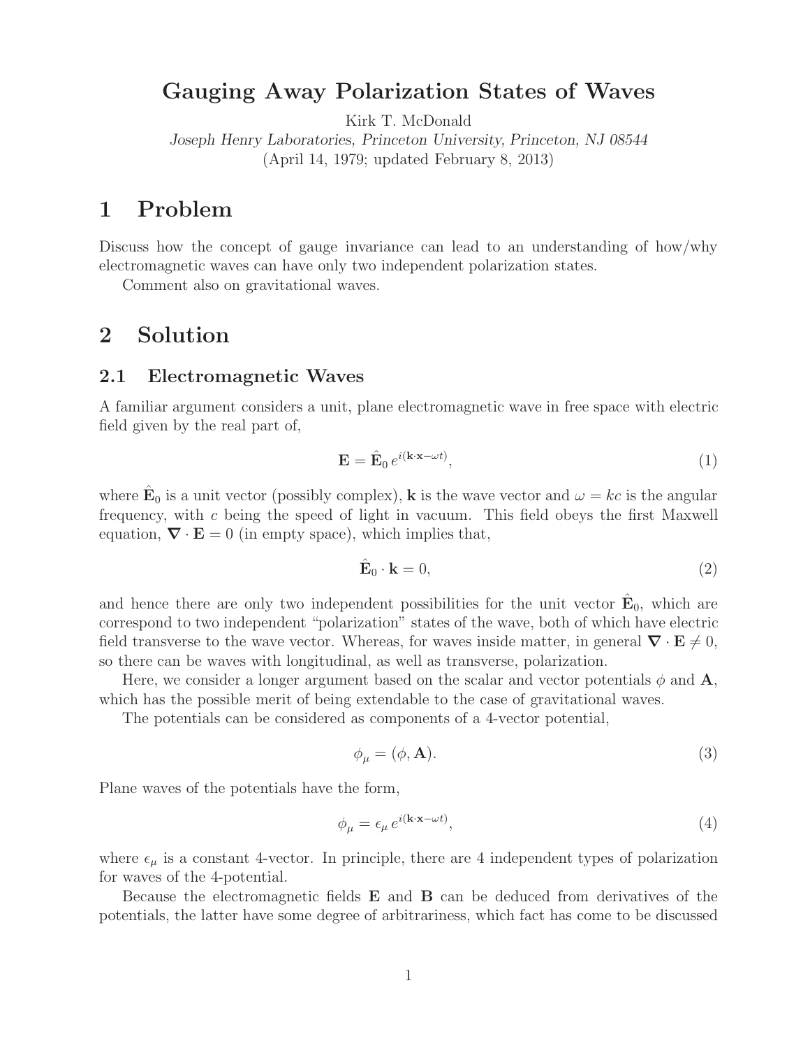# Gauging Away Polarization States of Waves

Kirk T. McDonald

*Joseph Henry Laboratories, Princeton University, Princeton, NJ 08544*

(April 14, 1979; updated February 8, 2013)

# 1 Problem

Discuss how the concept of gauge invariance can lead to an understanding of how/why electromagnetic waves can have only two independent polarization states.

Comment also on gravitational waves.

# 2 Solution

## 2.1 Electromagnetic Waves

A familiar argument considers a unit, plane electromagnetic wave in free space with electric field given by the real part of,

$$\mathbf{E} = \hat{\mathbf{E}}_0 \, e^{i(\mathbf{k}\cdot\mathbf{x}-\omega t)}, \tag{1}$$

where $\hat{\mathbf{E}}_0$ is a unit vector (possibly complex), $\mathbf{k}$ is the wave vector and $\omega = kc$ is the angular frequency, with $c$ being the speed of light in vacuum. This field obeys the first Maxwell equation, $\boldsymbol{\nabla}\cdot\mathbf{E} = 0$ (in empty space), which implies that,

$$\hat{\mathbf{E}}_0 \cdot \mathbf{k} = 0, \tag{2}$$

and hence there are only two independent possibilities for the unit vector $\hat{\mathbf{E}}_0$, which are correspond to two independent "polarization" states of the wave, both of which have electric field transverse to the wave vector. Whereas, for waves inside matter, in general $\boldsymbol{\nabla}\cdot\mathbf{E} \neq 0$, so there can be waves with longitudinal, as well as transverse, polarization.

Here, we consider a longer argument based on the scalar and vector potentials $\phi$ and $\mathbf{A}$, which has the possible merit of being extendable to the case of gravitational waves.

The potentials can be considered as components of a 4-vector potential,

$$\phi_\mu = (\phi, \mathbf{A}). \tag{3}$$

Plane waves of the potentials have the form,

$$\phi_\mu = \epsilon_\mu \, e^{i(\mathbf{k}\cdot\mathbf{x}-\omega t)}, \tag{4}$$

where $\epsilon_\mu$ is a constant 4-vector. In principle, there are 4 independent types of polarization for waves of the 4-potential.

Because the electromagnetic fields $\mathbf{E}$ and $\mathbf{B}$ can be deduced from derivatives of the potentials, the latter have some degree of arbitrariness, which fact has come to be discussed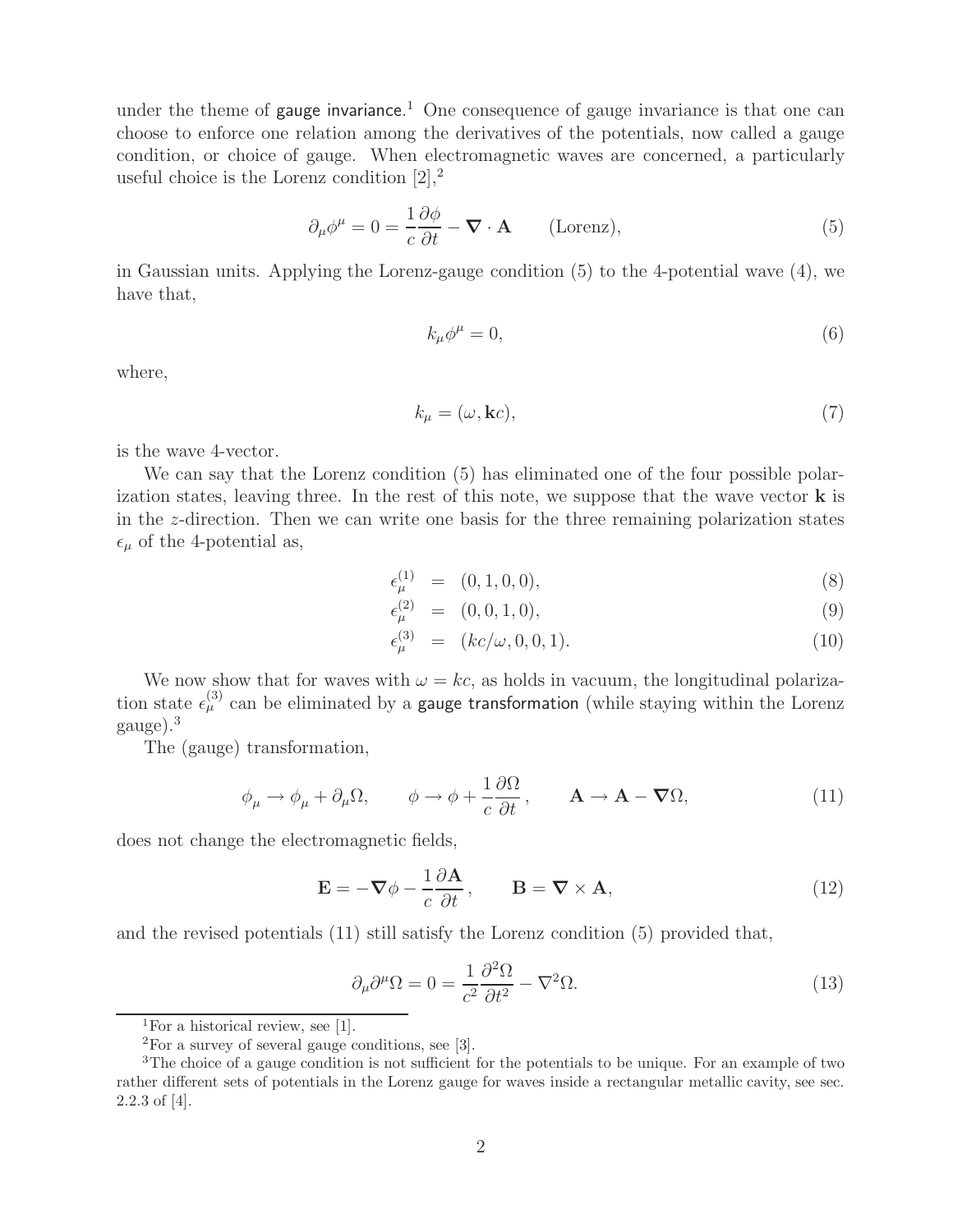under the theme of gauge invariance.[1] One consequence of gauge invariance is that one can choose to enforce one relation among the derivatives of the potentials, now called a gauge condition, or choice of gauge. When electromagnetic waves are concerned, a particularly useful choice is the Lorenz condition [2],[2]

$$\partial_\mu \phi^\mu = 0 = \frac{1}{c}\frac{\partial \phi}{\partial t} - \boldsymbol{\nabla}\cdot\mathbf{A} \qquad \text{(Lorenz)}, \tag{5}$$

in Gaussian units. Applying the Lorenz-gauge condition (5) to the 4-potential wave (4), we have that,

$$k_\mu \phi^\mu = 0, \tag{6}$$

where,

$$k_\mu = (\omega, \mathbf{k}c), \tag{7}$$

is the wave 4-vector.

We can say that the Lorenz condition (5) has eliminated one of the four possible polarization states, leaving three. In the rest of this note, we suppose that the wave vector $\mathbf{k}$ is in the $z$-direction. Then we can write one basis for the three remaining polarization states $\epsilon_\mu$ of the 4-potential as,

$$\epsilon_\mu^{(1)} = (0, 1, 0, 0), \tag{8}$$

$$\epsilon_\mu^{(2)} = (0, 0, 1, 0), \tag{9}$$

$$\epsilon_\mu^{(3)} = (kc/\omega, 0, 0, 1). \tag{10}$$

We now show that for waves with $\omega = kc$, as holds in vacuum, the longitudinal polarization state $\epsilon_\mu^{(3)}$ can be eliminated by a gauge transformation (while staying within the Lorenz gauge).[3]

The (gauge) transformation,

$$\phi_\mu \to \phi_\mu + \partial_\mu \Omega, \qquad \phi \to \phi + \frac{1}{c}\frac{\partial \Omega}{\partial t}, \qquad \mathbf{A} \to \mathbf{A} - \boldsymbol{\nabla}\Omega, \tag{11}$$

does not change the electromagnetic fields,

$$\mathbf{E} = -\boldsymbol{\nabla}\phi - \frac{1}{c}\frac{\partial \mathbf{A}}{\partial t}, \qquad \mathbf{B} = \boldsymbol{\nabla}\times\mathbf{A}, \tag{12}$$

and the revised potentials (11) still satisfy the Lorenz condition (5) provided that,

$$\partial_\mu \partial^\mu \Omega = 0 = \frac{1}{c^2}\frac{\partial^2 \Omega}{\partial t^2} - \nabla^2 \Omega. \tag{13}$$

---

[1] For a historical review, see [1].

[2] For a survey of several gauge conditions, see [3].

[3] The choice of a gauge condition is not sufficient for the potentials to be unique. For an example of two rather different sets of potentials in the Lorenz gauge for waves inside a rectangular metallic cavity, see sec. 2.2.3 of [4].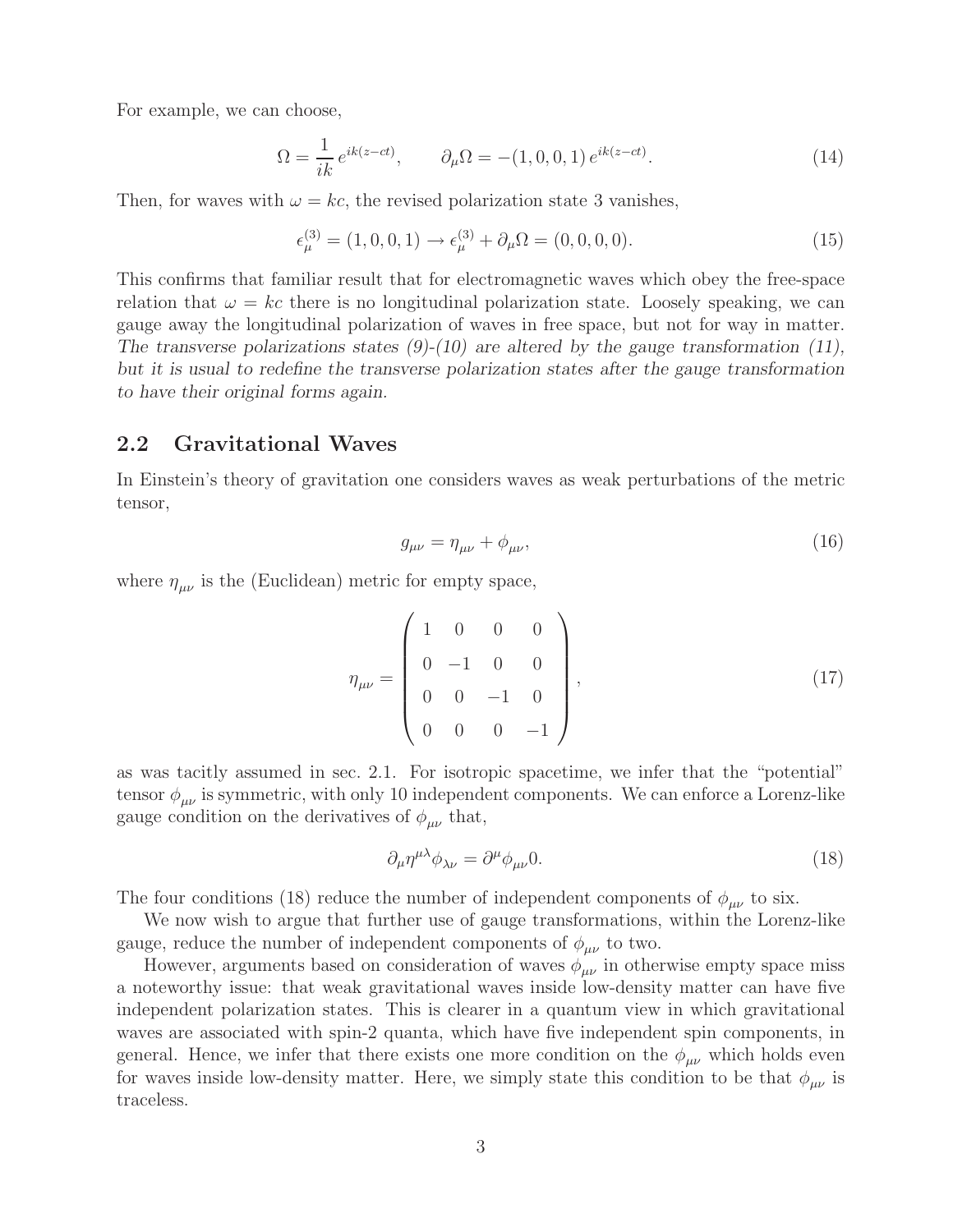For example, we can choose,

$$\Omega = \frac{1}{ik} e^{ik(z-ct)}, \qquad \partial_\mu \Omega = -(1,0,0,1)\, e^{ik(z-ct)}. \tag{14}$$

Then, for waves with $\omega = kc$, the revised polarization state 3 vanishes,

$$\epsilon_\mu^{(3)} = (1,0,0,1) \to \epsilon_\mu^{(3)} + \partial_\mu \Omega = (0,0,0,0). \tag{15}$$

This confirms that familiar result that for electromagnetic waves which obey the free-space relation that $\omega = kc$ there is no longitudinal polarization state. Loosely speaking, we can gauge away the longitudinal polarization of waves in free space, but not for way in matter. *The transverse polarizations states (9)-(10) are altered by the gauge transformation (11), but it is usual to redefine the transverse polarization states after the gauge transformation to have their original forms again.*

## 2.2 Gravitational Waves

In Einstein's theory of gravitation one considers waves as weak perturbations of the metric tensor,

$$g_{\mu\nu} = \eta_{\mu\nu} + \phi_{\mu\nu}, \tag{16}$$

where $\eta_{\mu\nu}$ is the (Euclidean) metric for empty space,

$$\eta_{\mu\nu} = \begin{pmatrix} 1 & 0 & 0 & 0 \\ 0 & -1 & 0 & 0 \\ 0 & 0 & -1 & 0 \\ 0 & 0 & 0 & -1 \end{pmatrix}, \tag{17}$$

as was tacitly assumed in sec. 2.1. For isotropic spacetime, we infer that the "potential" tensor $\phi_{\mu\nu}$ is symmetric, with only 10 independent components. We can enforce a Lorenz-like gauge condition on the derivatives of $\phi_{\mu\nu}$ that,

$$\partial_\mu \eta^{\mu\lambda} \phi_{\lambda\nu} = \partial^\mu \phi_{\mu\nu} 0. \tag{18}$$

The four conditions (18) reduce the number of independent components of $\phi_{\mu\nu}$ to six.

We now wish to argue that further use of gauge transformations, within the Lorenz-like gauge, reduce the number of independent components of $\phi_{\mu\nu}$ to two.

However, arguments based on consideration of waves $\phi_{\mu\nu}$ in otherwise empty space miss a noteworthy issue: that weak gravitational waves inside low-density matter can have five independent polarization states. This is clearer in a quantum view in which gravitational waves are associated with spin-2 quanta, which have five independent spin components, in general. Hence, we infer that there exists one more condition on the $\phi_{\mu\nu}$ which holds even for waves inside low-density matter. Here, we simply state this condition to be that $\phi_{\mu\nu}$ is traceless.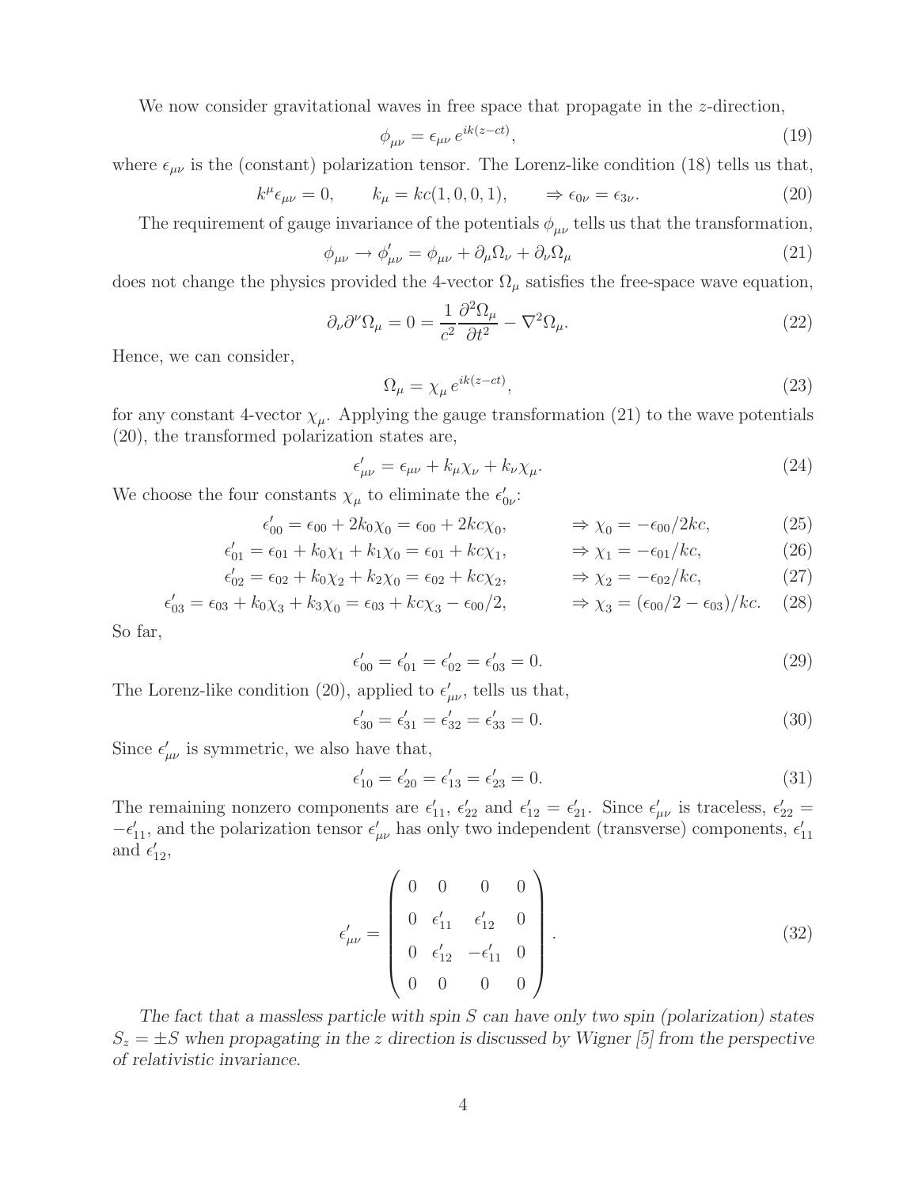We now consider gravitational waves in free space that propagate in the $z$-direction,

$$\phi_{\mu\nu} = \epsilon_{\mu\nu}\, e^{ik(z-ct)}, \tag{19}$$

where $\epsilon_{\mu\nu}$ is the (constant) polarization tensor. The Lorenz-like condition (18) tells us that,

$$k^\mu \epsilon_{\mu\nu} = 0, \qquad k_\mu = kc(1,0,0,1), \qquad \Rightarrow \epsilon_{0\nu} = \epsilon_{3\nu}. \tag{20}$$

The requirement of gauge invariance of the potentials $\phi_{\mu\nu}$ tells us that the transformation,

$$\phi_{\mu\nu} \to \phi'_{\mu\nu} = \phi_{\mu\nu} + \partial_\mu \Omega_\nu + \partial_\nu \Omega_\mu \tag{21}$$

does not change the physics provided the 4-vector $\Omega_\mu$ satisfies the free-space wave equation,

$$\partial_\nu \partial^\nu \Omega_\mu = 0 = \frac{1}{c^2}\frac{\partial^2 \Omega_\mu}{\partial t^2} - \nabla^2 \Omega_\mu. \tag{22}$$

Hence, we can consider,

$$\Omega_\mu = \chi_\mu\, e^{ik(z-ct)}, \tag{23}$$

for any constant 4-vector $\chi_\mu$. Applying the gauge transformation (21) to the wave potentials (20), the transformed polarization states are,

$$\epsilon'_{\mu\nu} = \epsilon_{\mu\nu} + k_\mu \chi_\nu + k_\nu \chi_\mu. \tag{24}$$

We choose the four constants $\chi_\mu$ to eliminate the $\epsilon'_{0\nu}$:

$$\epsilon'_{00} = \epsilon_{00} + 2k_0\chi_0 = \epsilon_{00} + 2kc\chi_0, \qquad \Rightarrow \chi_0 = -\epsilon_{00}/2kc, \tag{25}$$

$$\epsilon'_{01} = \epsilon_{01} + k_0\chi_1 + k_1\chi_0 = \epsilon_{01} + kc\chi_1, \qquad \Rightarrow \chi_1 = -\epsilon_{01}/kc, \tag{26}$$

$$\epsilon'_{02} = \epsilon_{02} + k_0\chi_2 + k_2\chi_0 = \epsilon_{02} + kc\chi_2, \qquad \Rightarrow \chi_2 = -\epsilon_{02}/kc, \tag{27}$$

$$\epsilon'_{03} = \epsilon_{03} + k_0\chi_3 + k_3\chi_0 = \epsilon_{03} + kc\chi_3 - \epsilon_{00}/2, \qquad \Rightarrow \chi_3 = (\epsilon_{00}/2 - \epsilon_{03})/kc. \tag{28}$$

So far,

$$\epsilon'_{00} = \epsilon'_{01} = \epsilon'_{02} = \epsilon'_{03} = 0. \tag{29}$$

The Lorenz-like condition (20), applied to $\epsilon'_{\mu\nu}$, tells us that,

$$\epsilon'_{30} = \epsilon'_{31} = \epsilon'_{32} = \epsilon'_{33} = 0. \tag{30}$$

Since $\epsilon'_{\mu\nu}$ is symmetric, we also have that,

$$\epsilon'_{10} = \epsilon'_{20} = \epsilon'_{13} = \epsilon'_{23} = 0. \tag{31}$$

The remaining nonzero components are $\epsilon'_{11}$, $\epsilon'_{22}$ and $\epsilon'_{12} = \epsilon'_{21}$. Since $\epsilon'_{\mu\nu}$ is traceless, $\epsilon'_{22} = -\epsilon'_{11}$, and the polarization tensor $\epsilon'_{\mu\nu}$ has only two independent (transverse) components, $\epsilon'_{11}$ and $\epsilon'_{12}$,

$$\epsilon'_{\mu\nu} = \begin{pmatrix} 0 & 0 & 0 & 0 \\ 0 & \epsilon'_{11} & \epsilon'_{12} & 0 \\ 0 & \epsilon'_{12} & -\epsilon'_{11} & 0 \\ 0 & 0 & 0 & 0 \end{pmatrix}. \tag{32}$$

*The fact that a massless particle with spin $S$ can have only two spin (polarization) states $S_z = \pm S$ when propagating in the $z$ direction is discussed by Wigner [5] from the perspective of relativistic invariance.*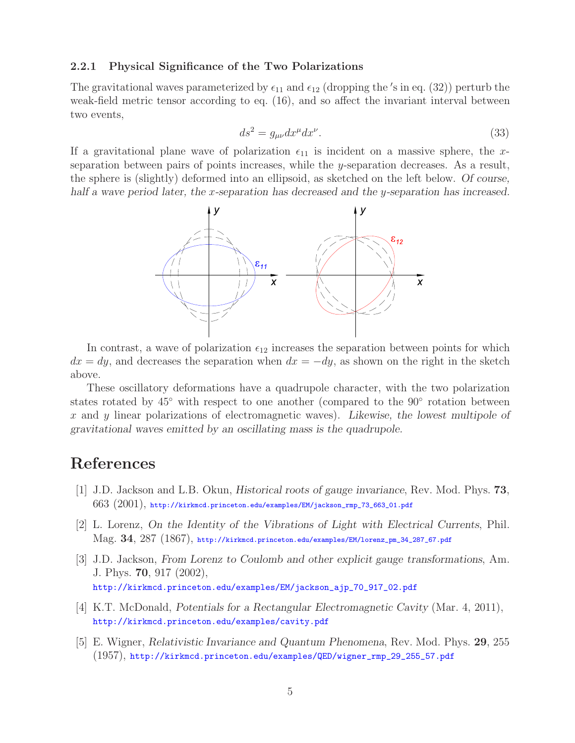### 2.2.1 Physical Significance of the Two Polarizations

The gravitational waves parameterized by $\epsilon_{11}$ and $\epsilon_{12}$ (dropping the $'$s in eq. (32)) perturb the weak-field metric tensor according to eq. (16), and so affect the invariant interval between two events,

$$ds^2 = g_{\mu\nu} dx^\mu dx^\nu. \tag{33}$$

If a gravitational plane wave of polarization $\epsilon_{11}$ is incident on a massive sphere, the $x$-separation between pairs of points increases, while the $y$-separation decreases. As a result, the sphere is (slightly) deformed into an ellipsoid, as sketched on the left below. *Of course, half a wave period later, the $x$-separation has decreased and the $y$-separation has increased.*

y
x
$\epsilon_{11}$
y
x
$\epsilon_{12}$

In contrast, a wave of polarization $\epsilon_{12}$ increases the separation between points for which $dx = dy$, and decreases the separation when $dx = -dy$, as shown on the right in the sketch above.

These oscillatory deformations have a quadrupole character, with the two polarization states rotated by 45° with respect to one another (compared to the 90° rotation between $x$ and $y$ linear polarizations of electromagnetic waves). *Likewise, the lowest multipole of gravitational waves emitted by an oscillating mass is the quadrupole.*

## References

[1] J.D. Jackson and L.B. Okun, *Historical roots of gauge invariance*, Rev. Mod. Phys. **73**, 663 (2001), http://kirkmcd.princeton.edu/examples/EM/jackson_rmp_73_663_01.pdf

[2] L. Lorenz, *On the Identity of the Vibrations of Light with Electrical Currents*, Phil. Mag. **34**, 287 (1867), http://kirkmcd.princeton.edu/examples/EM/lorenz_pm_34_287_67.pdf

[3] J.D. Jackson, *From Lorenz to Coulomb and other explicit gauge transformations*, Am. J. Phys. **70**, 917 (2002), http://kirkmcd.princeton.edu/examples/EM/jackson_ajp_70_917_02.pdf

[4] K.T. McDonald, *Potentials for a Rectangular Electromagnetic Cavity* (Mar. 4, 2011), http://kirkmcd.princeton.edu/examples/cavity.pdf

[5] E. Wigner, *Relativistic Invariance and Quantum Phenomena*, Rev. Mod. Phys. **29**, 255 (1957), http://kirkmcd.princeton.edu/examples/QED/wigner_rmp_29_255_57.pdf